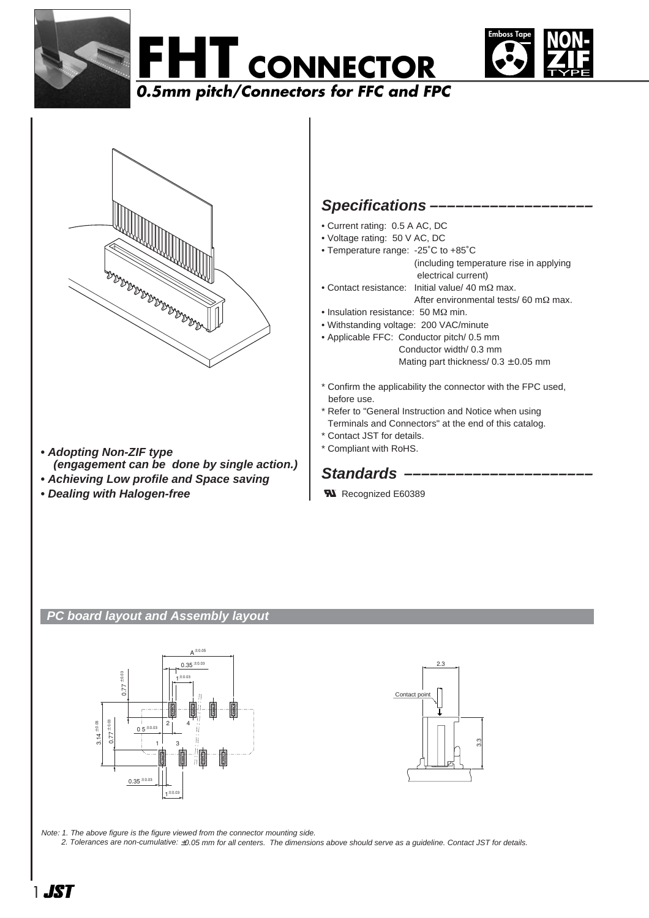# FHT CONNECTOR

*0.5mm pitch/Connectors for FFC and FPC*

Emboss Tape

NON-ZIF TYPE

- ***Adopting Non-ZIF type (engagement can be done by single action.)***
- ***Achieving Low profile and Space saving***
- ***Dealing with Halogen-free***

## Specifications

- Current rating: 0.5 A AC, DC
- Voltage rating: 50 V AC, DC
- Temperature range: -25˚C to +85˚C (including temperature rise in applying electrical current)
- Contact resistance: Initial value/ 40 mΩ max. After environmental tests/ 60 mΩ max.
- Insulation resistance: 50 MΩ min.
- Withstanding voltage: 200 VAC/minute
- Applicable FFC: Conductor pitch/ 0.5 mm
  Conductor width/ 0.3 mm
  Mating part thickness/ 0.3 ± 0.05 mm

\* Confirm the applicability the connector with the FPC used, before use.
\* Refer to "General Instruction and Notice when using Terminals and Connectors" at the end of this catalog.
\* Contact JST for details.
\* Compliant with RoHS.

## Standards

UL Recognized E60389

## PC board layout and Assembly layout

Note: 1. The above figure is the figure viewed from the connector mounting side.
2. Tolerances are non-cumulative: ±0.05 mm for all centers. The dimensions above should serve as a guideline. Contact JST for details.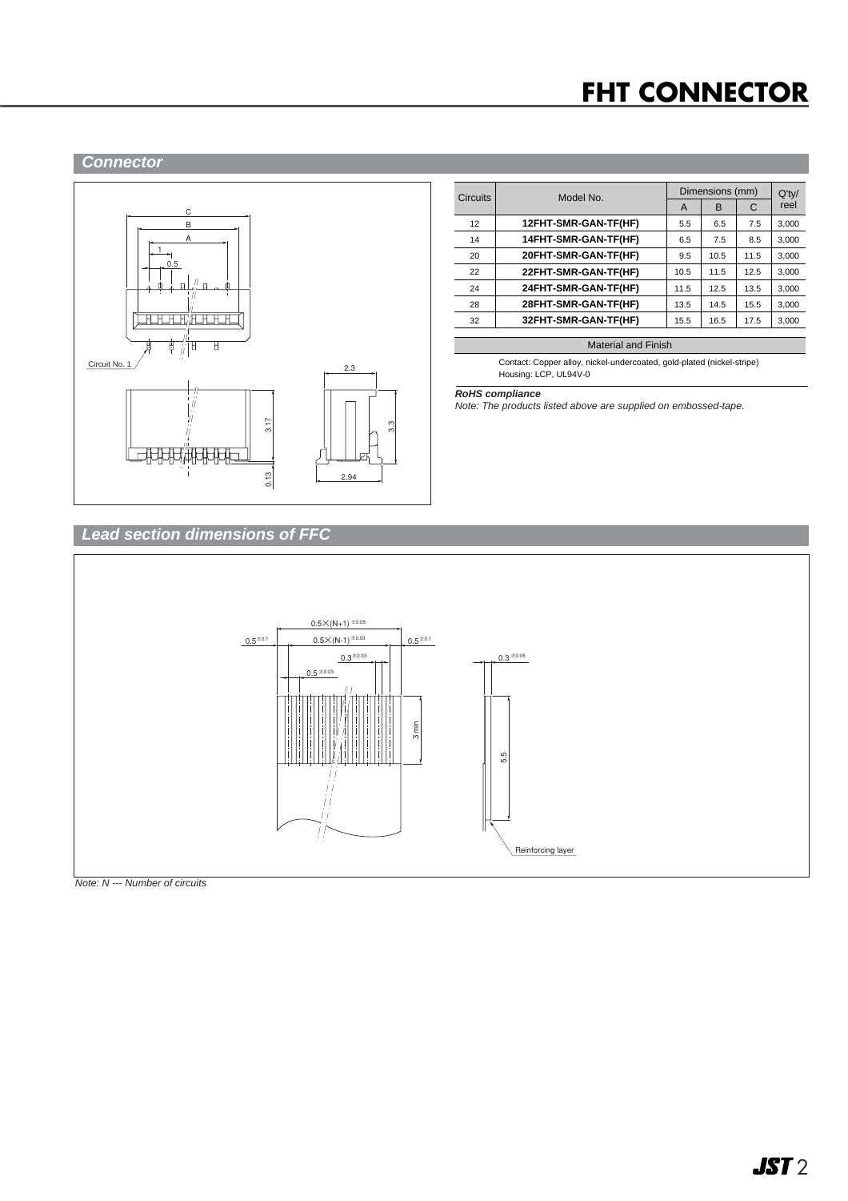# FHT CONNECTOR

## Connector

C
B
A
1
0.5
Circuit No. 1
2.3
3.17
3.3
0.13
2.94

| Circuits | Model No. | Dimensions (mm) | | | Q'ty/ reel |
|---|---|---|---|---|---|
| | | A | B | C | |
| 12 | **12FHT-SMR-GAN-TF(HF)** | 5.5 | 6.5 | 7.5 | 3,000 |
| 14 | **14FHT-SMR-GAN-TF(HF)** | 6.5 | 7.5 | 8.5 | 3,000 |
| 20 | **20FHT-SMR-GAN-TF(HF)** | 9.5 | 10.5 | 11.5 | 3,000 |
| 22 | **22FHT-SMR-GAN-TF(HF)** | 10.5 | 11.5 | 12.5 | 3,000 |
| 24 | **24FHT-SMR-GAN-TF(HF)** | 11.5 | 12.5 | 13.5 | 3,000 |
| 28 | **28FHT-SMR-GAN-TF(HF)** | 13.5 | 14.5 | 15.5 | 3,000 |
| 32 | **32FHT-SMR-GAN-TF(HF)** | 15.5 | 16.5 | 17.5 | 3,000 |

**Material and Finish**

Contact: Copper alloy, nickel-undercoated, gold-plated (nickel-stripe)
Housing: LCP, UL94V-0

***RoHS compliance***

*Note: The products listed above are supplied on embossed-tape.*

## Lead section dimensions of FFC

$0.5\times(N+1)^{\pm0.05}$
$0.5^{\pm0.1}$
$0.5\times(N-1)^{\pm0.03}$
$0.5^{\pm0.1}$
$0.3^{\pm0.03}$
$0.5^{\pm0.03}$
3 min
$0.3^{\pm0.05}$
5.5
Reinforcing layer

*Note: N --- Number of circuits*